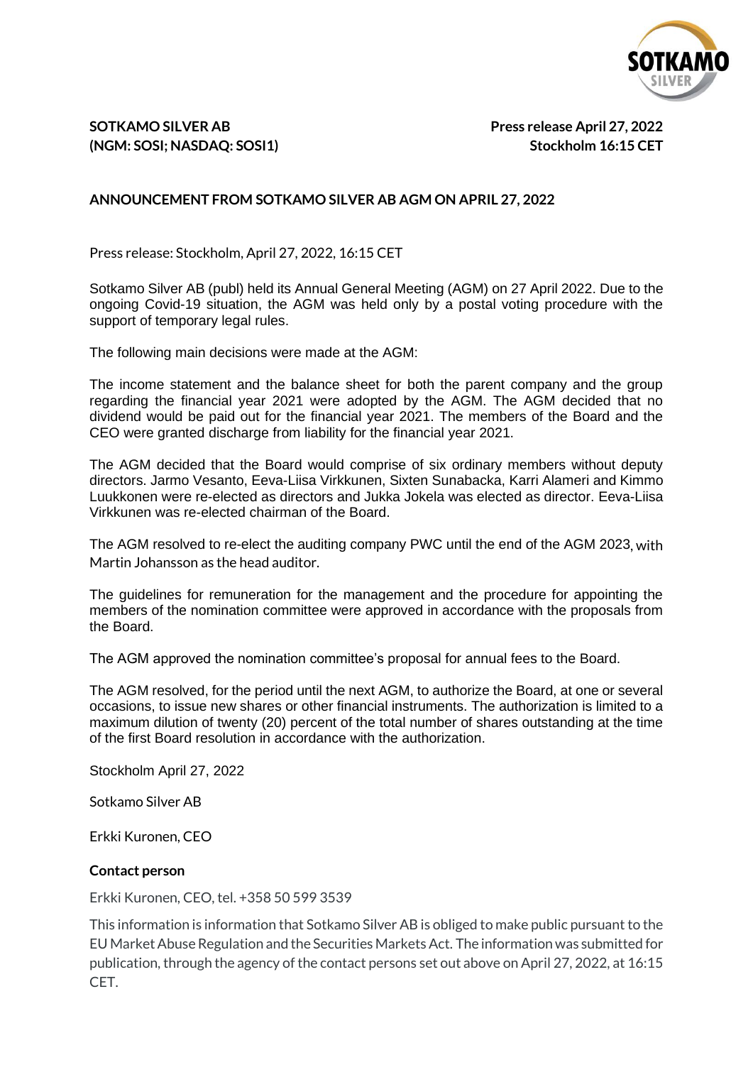**SOTKAMO SILVER AB**
**(NGM: SOSI; NASDAQ: SOSI1)**

**Press release April 27, 2022**
**Stockholm 16:15 CET**

## ANNOUNCEMENT FROM SOTKAMO SILVER AB AGM ON APRIL 27, 2022

Press release: Stockholm, April 27, 2022, 16:15 CET

Sotkamo Silver AB (publ) held its Annual General Meeting (AGM) on 27 April 2022. Due to the ongoing Covid-19 situation, the AGM was held only by a postal voting procedure with the support of temporary legal rules.

The following main decisions were made at the AGM:

The income statement and the balance sheet for both the parent company and the group regarding the financial year 2021 were adopted by the AGM. The AGM decided that no dividend would be paid out for the financial year 2021. The members of the Board and the CEO were granted discharge from liability for the financial year 2021.

The AGM decided that the Board would comprise of six ordinary members without deputy directors. Jarmo Vesanto, Eeva-Liisa Virkkunen, Sixten Sunabacka, Karri Alameri and Kimmo Luukkonen were re-elected as directors and Jukka Jokela was elected as director. Eeva-Liisa Virkkunen was re-elected chairman of the Board.

The AGM resolved to re-elect the auditing company PWC until the end of the AGM 2023, with Martin Johansson as the head auditor.

The guidelines for remuneration for the management and the procedure for appointing the members of the nomination committee were approved in accordance with the proposals from the Board.

The AGM approved the nomination committee's proposal for annual fees to the Board.

The AGM resolved, for the period until the next AGM, to authorize the Board, at one or several occasions, to issue new shares or other financial instruments. The authorization is limited to a maximum dilution of twenty (20) percent of the total number of shares outstanding at the time of the first Board resolution in accordance with the authorization.

Stockholm April 27, 2022

Sotkamo Silver AB

Erkki Kuronen, CEO

**Contact person**

Erkki Kuronen, CEO, tel. +358 50 599 3539

This information is information that Sotkamo Silver AB is obliged to make public pursuant to the EU Market Abuse Regulation and the Securities Markets Act. The information was submitted for publication, through the agency of the contact persons set out above on April 27, 2022, at 16:15 CET.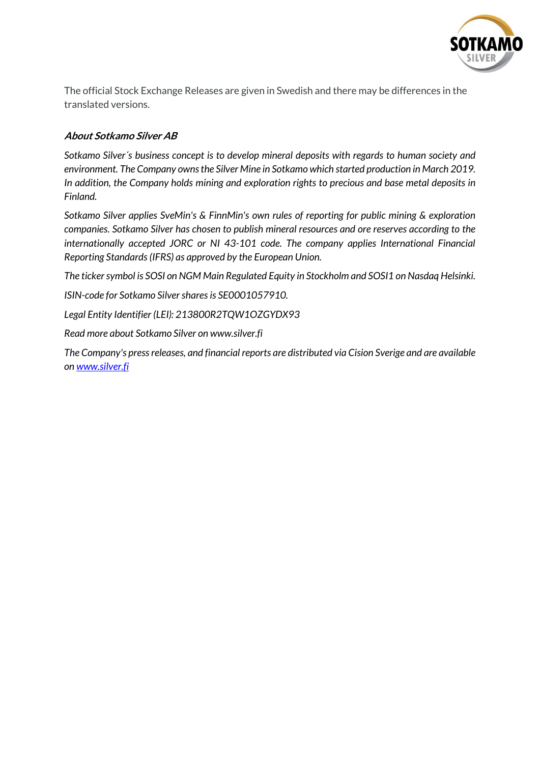The official Stock Exchange Releases are given in Swedish and there may be differences in the translated versions.

***About Sotkamo Silver AB***

*Sotkamo Silver´s business concept is to develop mineral deposits with regards to human society and environment. The Company owns the Silver Mine in Sotkamo which started production in March 2019. In addition, the Company holds mining and exploration rights to precious and base metal deposits in Finland.*

*Sotkamo Silver applies SveMin's & FinnMin's own rules of reporting for public mining & exploration companies. Sotkamo Silver has chosen to publish mineral resources and ore reserves according to the internationally accepted JORC or NI 43-101 code. The company applies International Financial Reporting Standards (IFRS) as approved by the European Union.*

*The ticker symbol is SOSI on NGM Main Regulated Equity in Stockholm and SOSI1 on Nasdaq Helsinki.*

*ISIN-code for Sotkamo Silver shares is SE0001057910.*

*Legal Entity Identifier (LEI): 213800R2TQW1OZGYDX93*

*Read more about Sotkamo Silver on www.silver.fi*

*The Company's press releases, and financial reports are distributed via Cision Sverige and are available on [www.silver.fi](http://www.silver.fi)*